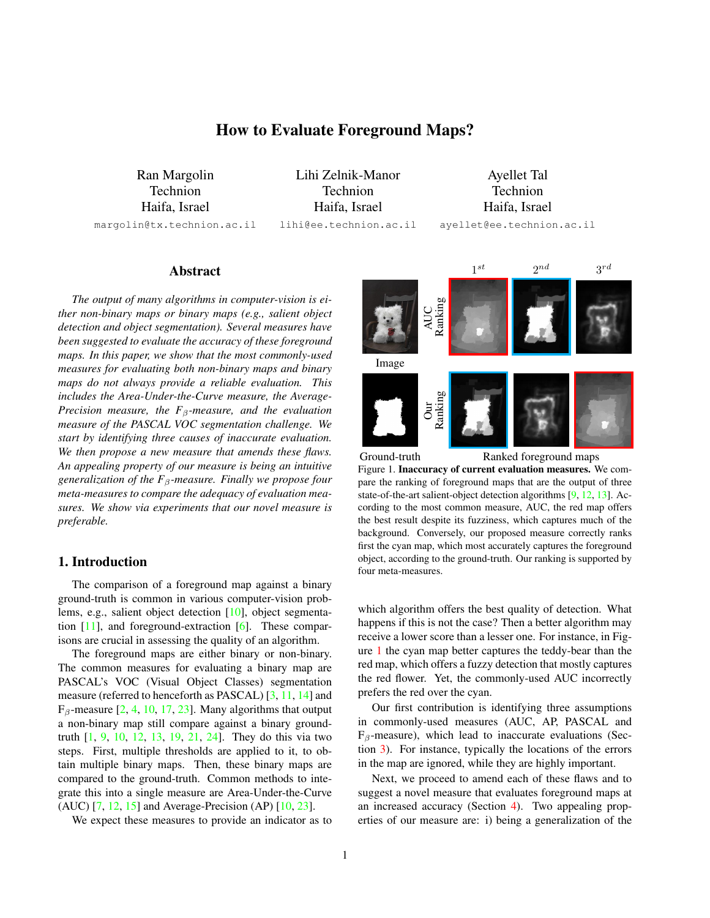# How to Evaluate Foreground Maps?

Ran Margolin
Technion
Haifa, Israel
margolin@tx.technion.ac.il

Lihi Zelnik-Manor
Technion
Haifa, Israel
lihi@ee.technion.ac.il

Ayellet Tal
Technion
Haifa, Israel
ayellet@ee.technion.ac.il

## Abstract

*The output of many algorithms in computer-vision is either non-binary maps or binary maps (e.g., salient object detection and object segmentation). Several measures have been suggested to evaluate the accuracy of these foreground maps. In this paper, we show that the most commonly-used measures for evaluating both non-binary maps and binary maps do not always provide a reliable evaluation. This includes the Area-Under-the-Curve measure, the Average-Precision measure, the $F_\beta$-measure, and the evaluation measure of the PASCAL VOC segmentation challenge. We start by identifying three causes of inaccurate evaluation. We then propose a new measure that amends these flaws. An appealing property of our measure is being an intuitive generalization of the $F_\beta$-measure. Finally we propose four meta-measures to compare the adequacy of evaluation measures. We show via experiments that our novel measure is preferable.*

Figure 1. **Inaccuracy of current evaluation measures.** We compare the ranking of foreground maps that are the output of three state-of-the-art salient-object detection algorithms [9, 12, 13]. According to the most common measure, AUC, the red map offers the best result despite its fuzziness, which captures much of the background. Conversely, our proposed measure correctly ranks first the cyan map, which most accurately captures the foreground object, according to the ground-truth. Our ranking is supported by four meta-measures.

## 1. Introduction

The comparison of a foreground map against a binary ground-truth is common in various computer-vision problems, e.g., salient object detection [10], object segmentation [11], and foreground-extraction [6]. These comparisons are crucial in assessing the quality of an algorithm.

The foreground maps are either binary or non-binary. The common measures for evaluating a binary map are PASCAL's VOC (Visual Object Classes) segmentation measure (referred to henceforth as PASCAL) [3, 11, 14] and $F_\beta$-measure [2, 4, 10, 17, 23]. Many algorithms that output a non-binary map still compare against a binary ground-truth [1, 9, 10, 12, 13, 19, 21, 24]. They do this via two steps. First, multiple thresholds are applied to it, to obtain multiple binary maps. Then, these binary maps are compared to the ground-truth. Common methods to integrate this into a single measure are Area-Under-the-Curve (AUC) [7, 12, 15] and Average-Precision (AP) [10, 23].

We expect these measures to provide an indicator as to which algorithm offers the best quality of detection. What happens if this is not the case? Then a better algorithm may receive a lower score than a lesser one. For instance, in Figure 1 the cyan map better captures the teddy-bear than the red map, which offers a fuzzy detection that mostly captures the red flower. Yet, the commonly-used AUC incorrectly prefers the red over the cyan.

Our first contribution is identifying three assumptions in commonly-used measures (AUC, AP, PASCAL and $F_\beta$-measure), which lead to inaccurate evaluations (Section 3). For instance, typically the locations of the errors in the map are ignored, while they are highly important.

Next, we proceed to amend each of these flaws and to suggest a novel measure that evaluates foreground maps at an increased accuracy (Section 4). Two appealing properties of our measure are: i) being a generalization of the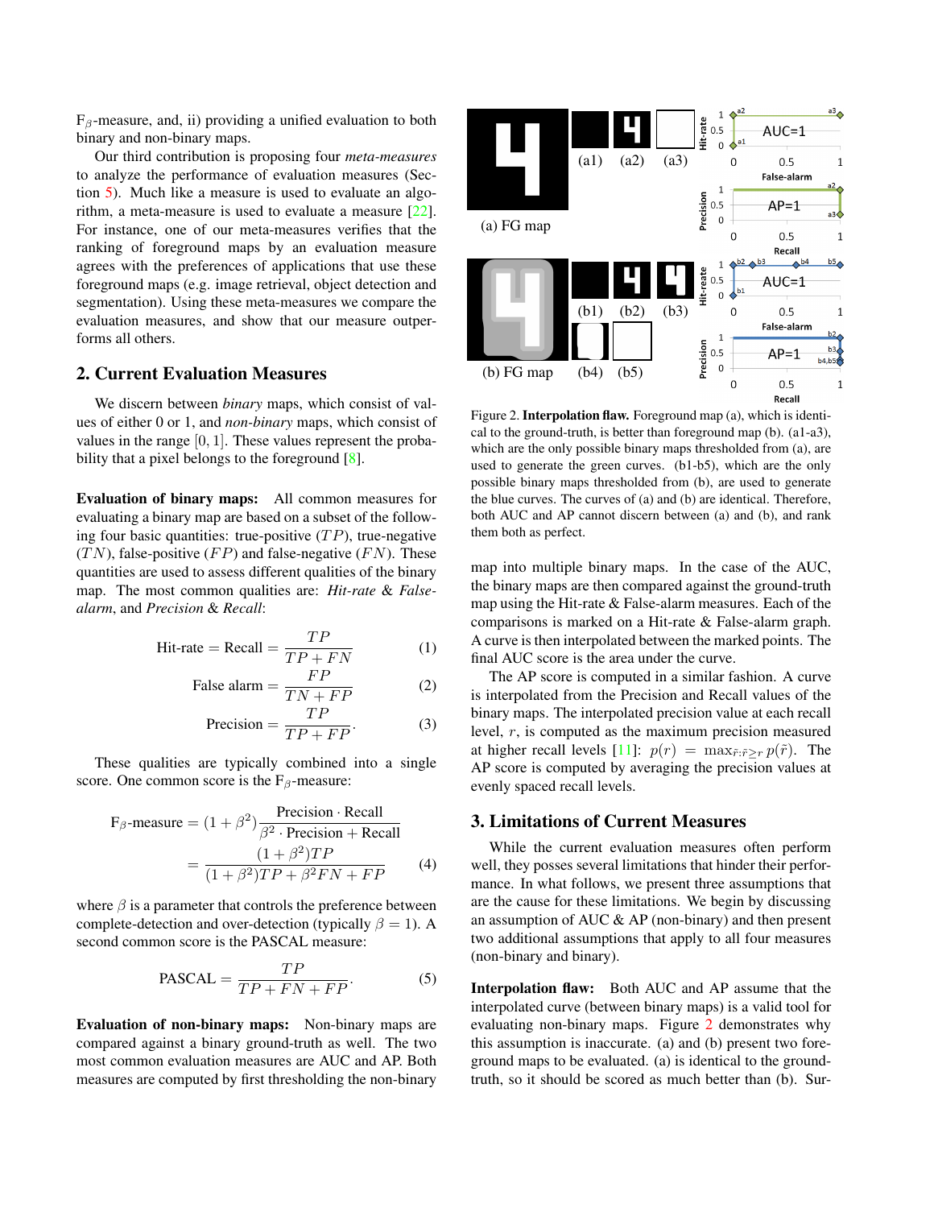$F_\beta$-measure, and, ii) providing a unified evaluation to both binary and non-binary maps.

Our third contribution is proposing four *meta-measures* to analyze the performance of evaluation measures (Section 5). Much like a measure is used to evaluate an algorithm, a meta-measure is used to evaluate a measure [22]. For instance, one of our meta-measures verifies that the ranking of foreground maps by an evaluation measure agrees with the preferences of applications that use these foreground maps (e.g. image retrieval, object detection and segmentation). Using these meta-measures we compare the evaluation measures, and show that our measure outperforms all others.

## 2. Current Evaluation Measures

We discern between *binary* maps, which consist of values of either 0 or 1, and *non-binary* maps, which consist of values in the range $[0, 1]$. These values represent the probability that a pixel belongs to the foreground [8].

**Evaluation of binary maps:** All common measures for evaluating a binary map are based on a subset of the following four basic quantities: true-positive ($TP$), true-negative ($TN$), false-positive ($FP$) and false-negative ($FN$). These quantities are used to assess different qualities of the binary map. The most common qualities are: *Hit-rate* & *False-alarm*, and *Precision* & *Recall*:

$$\text{Hit-rate} = \text{Recall} = \frac{TP}{TP + FN} \quad (1)$$

$$\text{False alarm} = \frac{FP}{TN + FP} \quad (2)$$

$$\text{Precision} = \frac{TP}{TP + FP}. \quad (3)$$

These qualities are typically combined into a single score. One common score is the $F_\beta$-measure:

$$F_\beta\text{-measure} = (1+\beta^2)\frac{\text{Precision} \cdot \text{Recall}}{\beta^2 \cdot \text{Precision} + \text{Recall}} = \frac{(1+\beta^2)TP}{(1+\beta^2)TP + \beta^2 FN + FP} \quad (4)$$

where $\beta$ is a parameter that controls the preference between complete-detection and over-detection (typically $\beta = 1$). A second common score is the PASCAL measure:

$$\text{PASCAL} = \frac{TP}{TP + FN + FP}. \quad (5)$$

**Evaluation of non-binary maps:** Non-binary maps are compared against a binary ground-truth as well. The two most common evaluation measures are AUC and AP. Both measures are computed by first thresholding the non-binary map into multiple binary maps. In the case of the AUC, the binary maps are then compared against the ground-truth map using the Hit-rate & False-alarm measures. Each of the comparisons is marked on a Hit-rate & False-alarm graph. A curve is then interpolated between the marked points. The final AUC score is the area under the curve.

The AP score is computed in a similar fashion. A curve is interpolated from the Precision and Recall values of the binary maps. The interpolated precision value at each recall level, $r$, is computed as the maximum precision measured at higher recall levels [11]: $p(r) = \max_{\tilde{r}:\tilde{r}\geq r} p(\tilde{r})$. The AP score is computed by averaging the precision values at evenly spaced recall levels.

Figure 2. **Interpolation flaw.** Foreground map (a), which is identical to the ground-truth, is better than foreground map (b). (a1-a3), which are the only possible binary maps thresholded from (a), are used to generate the green curves. (b1-b5), which are the only possible binary maps thresholded from (b), are used to generate the blue curves. The curves of (a) and (b) are identical. Therefore, both AUC and AP cannot discern between (a) and (b), and rank them both as perfect.

## 3. Limitations of Current Measures

While the current evaluation measures often perform well, they posses several limitations that hinder their performance. In what follows, we present three assumptions that are the cause for these limitations. We begin by discussing an assumption of AUC & AP (non-binary) and then present two additional assumptions that apply to all four measures (non-binary and binary).

**Interpolation flaw:** Both AUC and AP assume that the interpolated curve (between binary maps) is a valid tool for evaluating non-binary maps. Figure 2 demonstrates why this assumption is inaccurate. (a) and (b) present two foreground maps to be evaluated. (a) is identical to the ground-truth, so it should be scored as much better than (b). Sur-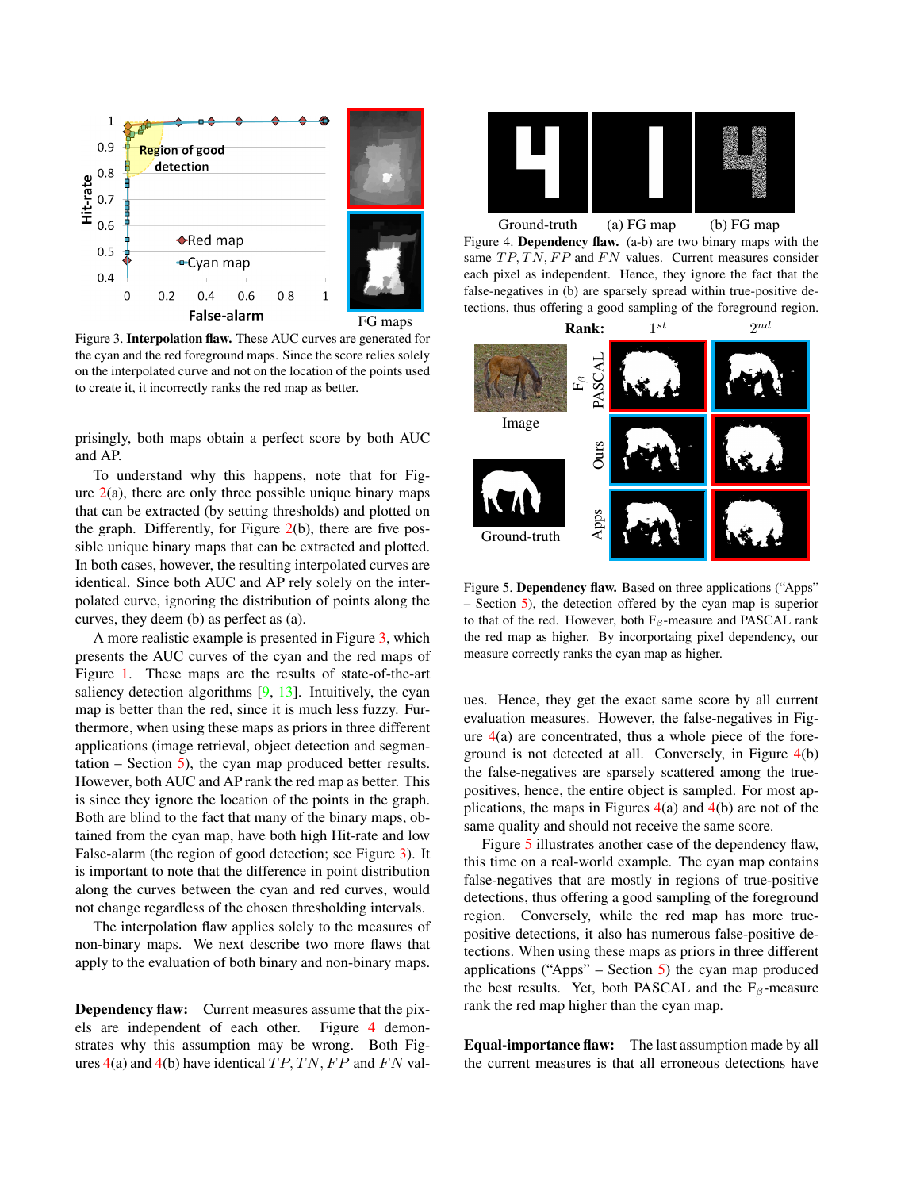Figure 3. **Interpolation flaw.** These AUC curves are generated for the cyan and the red foreground maps. Since the score relies solely on the interpolated curve and not on the location of the points used to create it, it incorrectly ranks the red map as better.

prisingly, both maps obtain a perfect score by both AUC and AP.

To understand why this happens, note that for Figure 2(a), there are only three possible unique binary maps that can be extracted (by setting thresholds) and plotted on the graph. Differently, for Figure 2(b), there are five possible unique binary maps that can be extracted and plotted. In both cases, however, the resulting interpolated curves are identical. Since both AUC and AP rely solely on the interpolated curve, ignoring the distribution of points along the curves, they deem (b) as perfect as (a).

A more realistic example is presented in Figure 3, which presents the AUC curves of the cyan and the red maps of Figure 1. These maps are the results of state-of-the-art saliency detection algorithms [9, 13]. Intuitively, the cyan map is better than the red, since it is much less fuzzy. Furthermore, when using these maps as priors in three different applications (image retrieval, object detection and segmentation – Section 5), the cyan map produced better results. However, both AUC and AP rank the red map as better. This is since they ignore the location of the points in the graph. Both are blind to the fact that many of the binary maps, obtained from the cyan map, have both high Hit-rate and low False-alarm (the region of good detection; see Figure 3). It is important to note that the difference in point distribution along the curves between the cyan and red curves, would not change regardless of the chosen thresholding intervals.

The interpolation flaw applies solely to the measures of non-binary maps. We next describe two more flaws that apply to the evaluation of both binary and non-binary maps.

**Dependency flaw:** Current measures assume that the pixels are independent of each other. Figure 4 demonstrates why this assumption may be wrong. Both Figures 4(a) and 4(b) have identical $TP, TN, FP$ and $FN$ values. Hence, they get the exact same score by all current evaluation measures. However, the false-negatives in Figure 4(a) are concentrated, thus a whole piece of the foreground is not detected at all. Conversely, in Figure 4(b) the false-negatives are sparsely scattered among the true-positives, hence, the entire object is sampled. For most applications, the maps in Figures 4(a) and 4(b) are not of the same quality and should not receive the same score.

Figure 4. **Dependency flaw.** (a-b) are two binary maps with the same $TP, TN, FP$ and $FN$ values. Current measures consider each pixel as independent. Hence, they ignore the fact that the false-negatives in (b) are sparsely spread within true-positive detections, thus offering a good sampling of the foreground region.

Figure 5. **Dependency flaw.** Based on three applications ("Apps" – Section 5), the detection offered by the cyan map is superior to that of the red. However, both $F_\beta$-measure and PASCAL rank the red map as higher. By incorporating pixel dependency, our measure correctly ranks the cyan map as higher.

Figure 5 illustrates another case of the dependency flaw, this time on a real-world example. The cyan map contains false-negatives that are mostly in regions of true-positive detections, thus offering a good sampling of the foreground region. Conversely, while the red map has more true-positive detections, it also has numerous false-positive detections. When using these maps as priors in three different applications ("Apps" – Section 5) the cyan map produced the best results. Yet, both PASCAL and the $F_\beta$-measure rank the red map higher than the cyan map.

**Equal-importance flaw:** The last assumption made by all the current measures is that all erroneous detections have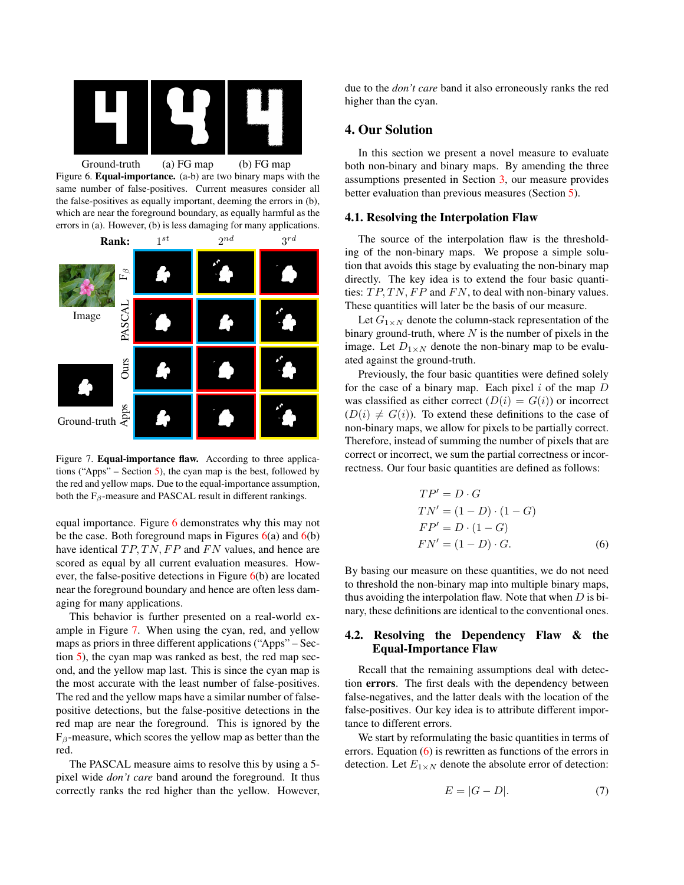Ground-truth (a) FG map (b) FG map

Figure 6. **Equal-importance.** (a-b) are two binary maps with the same number of false-positives. Current measures consider all the false-positives as equally important, deeming the errors in (b), which are near the foreground boundary, as equally harmful as the errors in (a). However, (b) is less damaging for many applications.

Figure 7. **Equal-importance flaw.** According to three applications ("Apps" – Section 5), the cyan map is the best, followed by the red and yellow maps. Due to the equal-importance assumption, both the $F_\beta$-measure and PASCAL result in different rankings.

equal importance. Figure 6 demonstrates why this may not be the case. Both foreground maps in Figures 6(a) and 6(b) have identical $TP, TN, FP$ and $FN$ values, and hence are scored as equal by all current evaluation measures. However, the false-positive detections in Figure 6(b) are located near the foreground boundary and hence are often less damaging for many applications.

This behavior is further presented on a real-world example in Figure 7. When using the cyan, red, and yellow maps as priors in three different applications ("Apps" – Section 5), the cyan map was ranked as best, the red map second, and the yellow map last. This is since the cyan map is the most accurate with the least number of false-positives. The red and the yellow maps have a similar number of false-positive detections, but the false-positive detections in the red map are near the foreground. This is ignored by the $F_\beta$-measure, which scores the yellow map as better than the red.

The PASCAL measure aims to resolve this by using a 5-pixel wide *don't care* band around the foreground. It thus correctly ranks the red higher than the yellow. However, due to the *don't care* band it also erroneously ranks the red higher than the cyan.

## 4. Our Solution

In this section we present a novel measure to evaluate both non-binary and binary maps. By amending the three assumptions presented in Section 3, our measure provides better evaluation than previous measures (Section 5).

### 4.1. Resolving the Interpolation Flaw

The source of the interpolation flaw is the thresholding of the non-binary maps. We propose a simple solution that avoids this stage by evaluating the non-binary map directly. The key idea is to extend the four basic quantities: $TP, TN, FP$ and $FN$, to deal with non-binary values. These quantities will later be the basis of our measure.

Let $G_{1\times N}$ denote the column-stack representation of the binary ground-truth, where $N$ is the number of pixels in the image. Let $D_{1\times N}$ denote the non-binary map to be evaluated against the ground-truth.

Previously, the four basic quantities were defined solely for the case of a binary map. Each pixel $i$ of the map $D$ was classified as either correct $(D(i) = G(i))$ or incorrect $(D(i) \neq G(i))$. To extend these definitions to the case of non-binary maps, we allow for pixels to be partially correct. Therefore, instead of summing the number of pixels that are correct or incorrect, we sum the partial correctness or incorrectness. Our four basic quantities are defined as follows:

$$
\begin{aligned}
TP' &= D \cdot G \\
TN' &= (1 - D) \cdot (1 - G) \\
FP' &= D \cdot (1 - G) \\
FN' &= (1 - D) \cdot G. 
\end{aligned} \tag{6}
$$

By basing our measure on these quantities, we do not need to threshold the non-binary map into multiple binary maps, thus avoiding the interpolation flaw. Note that when $D$ is binary, these definitions are identical to the conventional ones.

### 4.2. Resolving the Dependency Flaw & the Equal-Importance Flaw

Recall that the remaining assumptions deal with detection **errors**. The first deals with the dependency between false-negatives, and the latter deals with the location of the false-positives. Our key idea is to attribute different importance to different errors.

We start by reformulating the basic quantities in terms of errors. Equation (6) is rewritten as functions of the errors in detection. Let $E_{1\times N}$ denote the absolute error of detection:

$$
E = |G - D|. \tag{7}
$$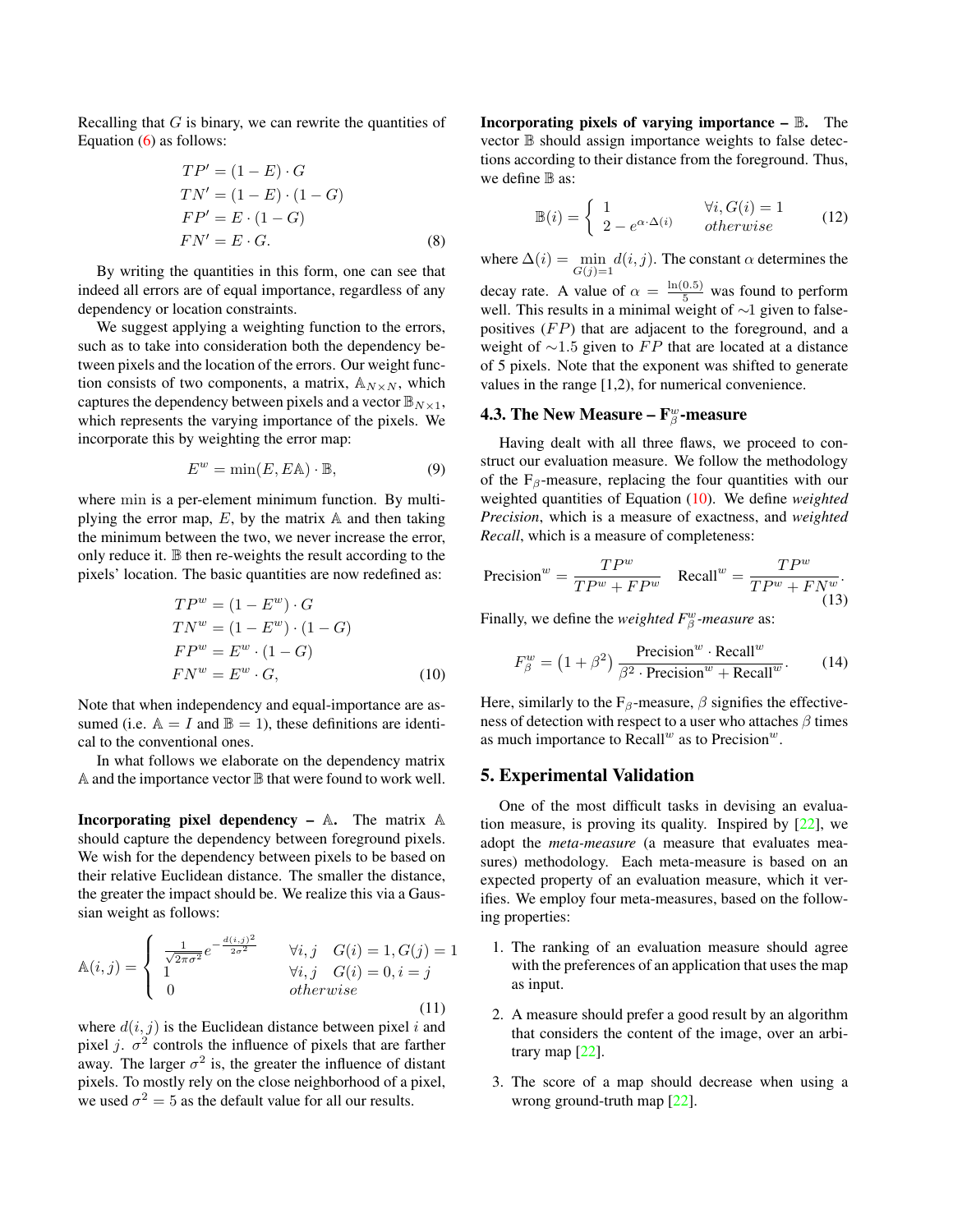Recalling that $G$ is binary, we can rewrite the quantities of Equation (6) as follows:

$$
\begin{aligned}
TP' &= (1 - E) \cdot G \\
TN' &= (1 - E) \cdot (1 - G) \\
FP' &= E \cdot (1 - G) \\
FN' &= E \cdot G.
\end{aligned}
\tag{8}
$$

By writing the quantities in this form, one can see that indeed all errors are of equal importance, regardless of any dependency or location constraints.

We suggest applying a weighting function to the errors, such as to take into consideration both the dependency between pixels and the location of the errors. Our weight function consists of two components, a matrix, $\mathbb{A}_{N \times N}$, which captures the dependency between pixels and a vector $\mathbb{B}_{N \times 1}$, which represents the varying importance of the pixels. We incorporate this by weighting the error map:

$$
E^w = \min(E, E\mathbb{A}) \cdot \mathbb{B}, \tag{9}
$$

where $\min$ is a per-element minimum function. By multiplying the error map, $E$, by the matrix $\mathbb{A}$ and then taking the minimum between the two, we never increase the error, only reduce it. $\mathbb{B}$ then re-weights the result according to the pixels' location. The basic quantities are now redefined as:

$$
\begin{aligned}
TP^w &= (1 - E^w) \cdot G \\
TN^w &= (1 - E^w) \cdot (1 - G) \\
FP^w &= E^w \cdot (1 - G) \\
FN^w &= E^w \cdot G,
\end{aligned}
\tag{10}
$$

Note that when independency and equal-importance are assumed (i.e. $\mathbb{A} = I$ and $\mathbb{B} = 1$), these definitions are identical to the conventional ones.

In what follows we elaborate on the dependency matrix $\mathbb{A}$ and the importance vector $\mathbb{B}$ that were found to work well.

**Incorporating pixel dependency – $\mathbb{A}$.** The matrix $\mathbb{A}$ should capture the dependency between foreground pixels. We wish for the dependency between pixels to be based on their relative Euclidean distance. The smaller the distance, the greater the impact should be. We realize this via a Gaussian weight as follows:

$$
\mathbb{A}(i,j) = \begin{cases} \frac{1}{\sqrt{2\pi\sigma^2}} e^{-\frac{d(i,j)^2}{2\sigma^2}} & \forall i,j \quad G(i) = 1, G(j) = 1 \\ 1 & \forall i,j \quad G(i) = 0, i = j \\ 0 & otherwise \end{cases} \tag{11}
$$

where $d(i,j)$ is the Euclidean distance between pixel $i$ and pixel $j$. $\sigma^2$ controls the influence of pixels that are farther away. The larger $\sigma^2$ is, the greater the influence of distant pixels. To mostly rely on the close neighborhood of a pixel, we used $\sigma^2 = 5$ as the default value for all our results.

**Incorporating pixels of varying importance – $\mathbb{B}$.** The vector $\mathbb{B}$ should assign importance weights to false detections according to their distance from the foreground. Thus, we define $\mathbb{B}$ as:

$$
\mathbb{B}(i) = \begin{cases} 1 & \forall i, G(i) = 1 \\ 2 - e^{\alpha \cdot \Delta(i)} & otherwise \end{cases} \tag{12}
$$

where $\Delta(i) = \min_{G(j)=1} d(i,j)$. The constant $\alpha$ determines the decay rate. A value of $\alpha = \frac{\ln(0.5)}{5}$ was found to perform well. This results in a minimal weight of $\sim$1 given to false-positives ($FP$) that are adjacent to the foreground, and a weight of $\sim$1.5 given to $FP$ that are located at a distance of 5 pixels. Note that the exponent was shifted to generate values in the range [1,2), for numerical convenience.

### 4.3. The New Measure – $F^w_\beta$-measure

Having dealt with all three flaws, we proceed to construct our evaluation measure. We follow the methodology of the $F_\beta$-measure, replacing the four quantities with our weighted quantities of Equation (10). We define *weighted Precision*, which is a measure of exactness, and *weighted Recall*, which is a measure of completeness:

$$
\text{Precision}^w = \frac{TP^w}{TP^w + FP^w} \quad \text{Recall}^w = \frac{TP^w}{TP^w + FN^w}. \tag{13}
$$

Finally, we define the *weighted $F^w_\beta$-measure* as:

$$
F^w_\beta = \left(1 + \beta^2\right) \frac{\text{Precision}^w \cdot \text{Recall}^w}{\beta^2 \cdot \text{Precision}^w + \text{Recall}^w}. \tag{14}
$$

Here, similarly to the $F_\beta$-measure, $\beta$ signifies the effectiveness of detection with respect to a user who attaches $\beta$ times as much importance to $\text{Recall}^w$ as to $\text{Precision}^w$.

## 5. Experimental Validation

One of the most difficult tasks in devising an evaluation measure, is proving its quality. Inspired by [22], we adopt the *meta-measure* (a measure that evaluates measures) methodology. Each meta-measure is based on an expected property of an evaluation measure, which it verifies. We employ four meta-measures, based on the following properties:

1. The ranking of an evaluation measure should agree with the preferences of an application that uses the map as input.
2. A measure should prefer a good result by an algorithm that considers the content of the image, over an arbitrary map [22].
3. The score of a map should decrease when using a wrong ground-truth map [22].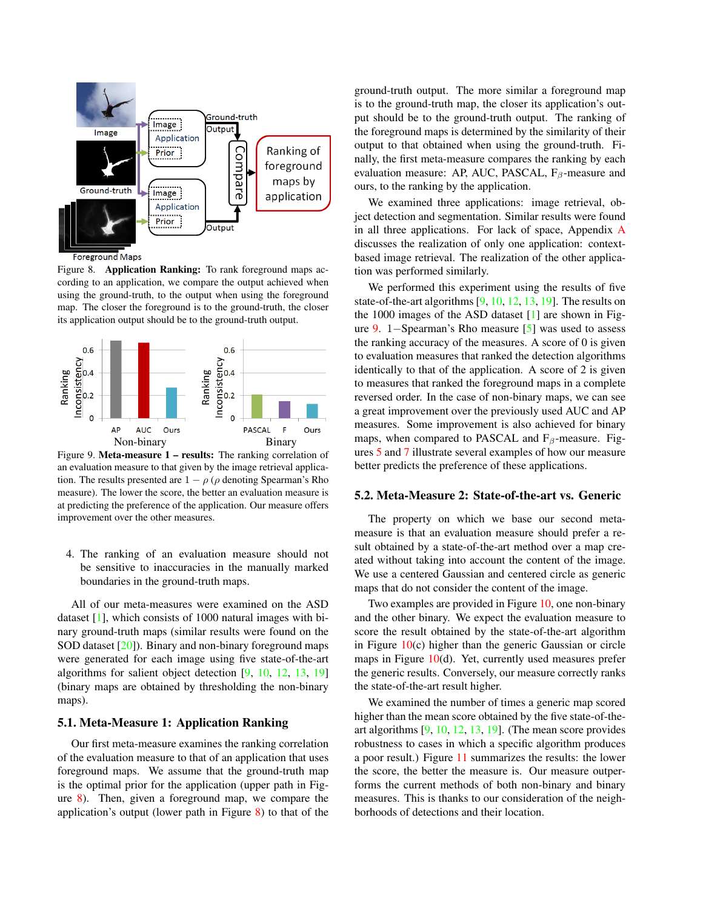Figure 8. **Application Ranking:** To rank foreground maps according to an application, we compare the output achieved when using the ground-truth, to the output when using the foreground map. The closer the foreground is to the ground-truth, the closer its application output should be to the ground-truth output.

Figure 9. **Meta-measure 1 – results:** The ranking correlation of an evaluation measure to that given by the image retrieval application. The results presented are $1 - \rho$ ($\rho$ denoting Spearman's Rho measure). The lower the score, the better an evaluation measure is at predicting the preference of the application. Our measure offers improvement over the other measures.

4. The ranking of an evaluation measure should not be sensitive to inaccuracies in the manually marked boundaries in the ground-truth maps.

All of our meta-measures were examined on the ASD dataset [1], which consists of 1000 natural images with binary ground-truth maps (similar results were found on the SOD dataset [20]). Binary and non-binary foreground maps were generated for each image using five state-of-the-art algorithms for salient object detection [9, 10, 12, 13, 19] (binary maps are obtained by thresholding the non-binary maps).

### 5.1. Meta-Measure 1: Application Ranking

Our first meta-measure examines the ranking correlation of the evaluation measure to that of an application that uses foreground maps. We assume that the ground-truth map is the optimal prior for the application (upper path in Figure 8). Then, given a foreground map, we compare the application's output (lower path in Figure 8) to that of the ground-truth output. The more similar a foreground map is to the ground-truth map, the closer its application's output should be to the ground-truth output. The ranking of the foreground maps is determined by the similarity of their output to that obtained when using the ground-truth. Finally, the first meta-measure compares the ranking by each evaluation measure: AP, AUC, PASCAL, $F_\beta$-measure and ours, to the ranking by the application.

We examined three applications: image retrieval, object detection and segmentation. Similar results were found in all three applications. For lack of space, Appendix A discusses the realization of only one application: context-based image retrieval. The realization of the other applications was performed similarly.

We performed this experiment using the results of five state-of-the-art algorithms [9, 10, 12, 13, 19]. The results on the 1000 images of the ASD dataset [1] are shown in Figure 9. $1-$Spearman's Rho measure [5] was used to assess the ranking accuracy of the measures. A score of 0 is given to evaluation measures that ranked the detection algorithms identically to that of the application. A score of 2 is given to measures that ranked the foreground maps in a complete reversed order. In the case of non-binary maps, we can see a great improvement over the previously used AUC and AP measures. Some improvement is also achieved for binary maps, when compared to PASCAL and $F_\beta$-measure. Figures 5 and 7 illustrate several examples of how our measure better predicts the preference of these applications.

### 5.2. Meta-Measure 2: State-of-the-art vs. Generic

The property on which we base our second meta-measure is that an evaluation measure should prefer a result obtained by a state-of-the-art method over a map created without taking into account the content of the image. We use a centered Gaussian and centered circle as generic maps that do not consider the content of the image.

Two examples are provided in Figure 10, one non-binary and the other binary. We expect the evaluation measure to score the result obtained by the state-of-the-art algorithm in Figure 10(c) higher than the generic Gaussian or circle maps in Figure 10(d). Yet, currently used measures prefer the generic results. Conversely, our measure correctly ranks the state-of-the-art result higher.

We examined the number of times a generic map scored higher than the mean score obtained by the five state-of-the-art algorithms [9, 10, 12, 13, 19]. (The mean score provides robustness to cases in which a specific algorithm produces a poor result.) Figure 11 summarizes the results: the lower the score, the better the measure is. Our measure outperforms the current methods of both non-binary and binary measures. This is thanks to our consideration of the neighborhoods of detections and their location.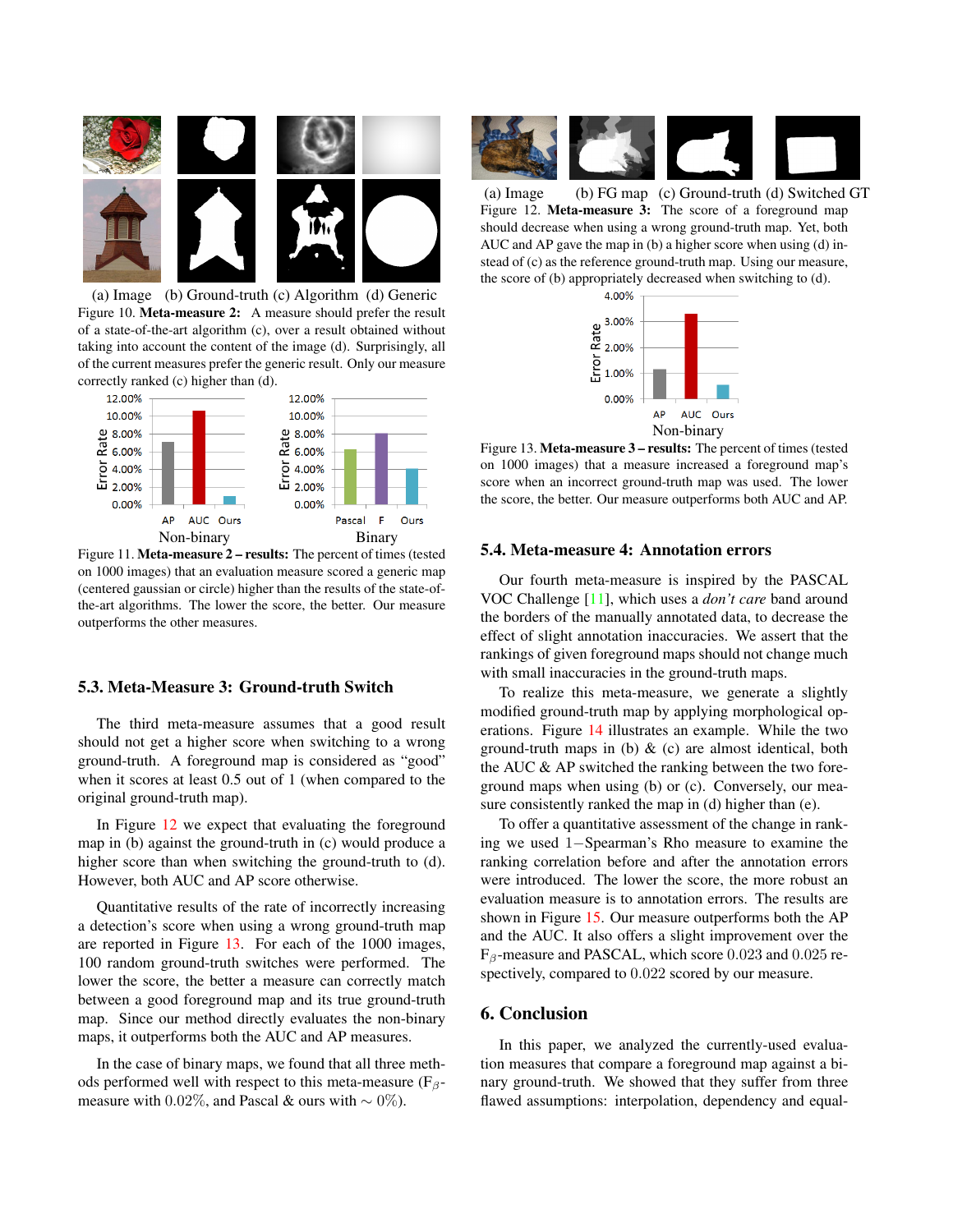(a) Image (b) Ground-truth (c) Algorithm (d) Generic

Figure 10. **Meta-measure 2:** A measure should prefer the result of a state-of-the-art algorithm (c), over a result obtained without taking into account the content of the image (d). Surprisingly, all of the current measures prefer the generic result. Only our measure correctly ranked (c) higher than (d).

Figure 11. **Meta-measure 2 – results:** The percent of times (tested on 1000 images) that an evaluation measure scored a generic map (centered gaussian or circle) higher than the results of the state-of-the-art algorithms. The lower the score, the better. Our measure outperforms the other measures.

### 5.3. Meta-Measure 3: Ground-truth Switch

The third meta-measure assumes that a good result should not get a higher score when switching to a wrong ground-truth. A foreground map is considered as "good" when it scores at least 0.5 out of 1 (when compared to the original ground-truth map).

In Figure 12 we expect that evaluating the foreground map in (b) against the ground-truth in (c) would produce a higher score than when switching the ground-truth to (d). However, both AUC and AP score otherwise.

Quantitative results of the rate of incorrectly increasing a detection's score when using a wrong ground-truth map are reported in Figure 13. For each of the 1000 images, 100 random ground-truth switches were performed. The lower the score, the better a measure can correctly match between a good foreground map and its true ground-truth map. Since our method directly evaluates the non-binary maps, it outperforms both the AUC and AP measures.

In the case of binary maps, we found that all three methods performed well with respect to this meta-measure ($F_\beta$-measure with $0.02\%$, and Pascal & ours with $\sim 0\%$).

(a) Image (b) FG map (c) Ground-truth (d) Switched GT

Figure 12. **Meta-measure 3:** The score of a foreground map should decrease when using a wrong ground-truth map. Yet, both AUC and AP gave the map in (b) a higher score when using (d) instead of (c) as the reference ground-truth map. Using our measure, the score of (b) appropriately decreased when switching to (d).

Figure 13. **Meta-measure 3 – results:** The percent of times (tested on 1000 images) that a measure increased a foreground map's score when an incorrect ground-truth map was used. The lower the score, the better. Our measure outperforms both AUC and AP.

### 5.4. Meta-measure 4: Annotation errors

Our fourth meta-measure is inspired by the PASCAL VOC Challenge [11], which uses a *don't care* band around the borders of the manually annotated data, to decrease the effect of slight annotation inaccuracies. We assert that the rankings of given foreground maps should not change much with small inaccuracies in the ground-truth maps.

To realize this meta-measure, we generate a slightly modified ground-truth map by applying morphological operations. Figure 14 illustrates an example. While the two ground-truth maps in (b) & (c) are almost identical, both the AUC & AP switched the ranking between the two foreground maps when using (b) or (c). Conversely, our measure consistently ranked the map in (d) higher than (e).

To offer a quantitative assessment of the change in ranking we used $1-$Spearman's Rho measure to examine the ranking correlation before and after the annotation errors were introduced. The lower the score, the more robust an evaluation measure is to annotation errors. The results are shown in Figure 15. Our measure outperforms both the AP and the AUC. It also offers a slight improvement over the $F_\beta$-measure and PASCAL, which score $0.023$ and $0.025$ respectively, compared to $0.022$ scored by our measure.

## 6. Conclusion

In this paper, we analyzed the currently-used evaluation measures that compare a foreground map against a binary ground-truth. We showed that they suffer from three flawed assumptions: interpolation, dependency and equal-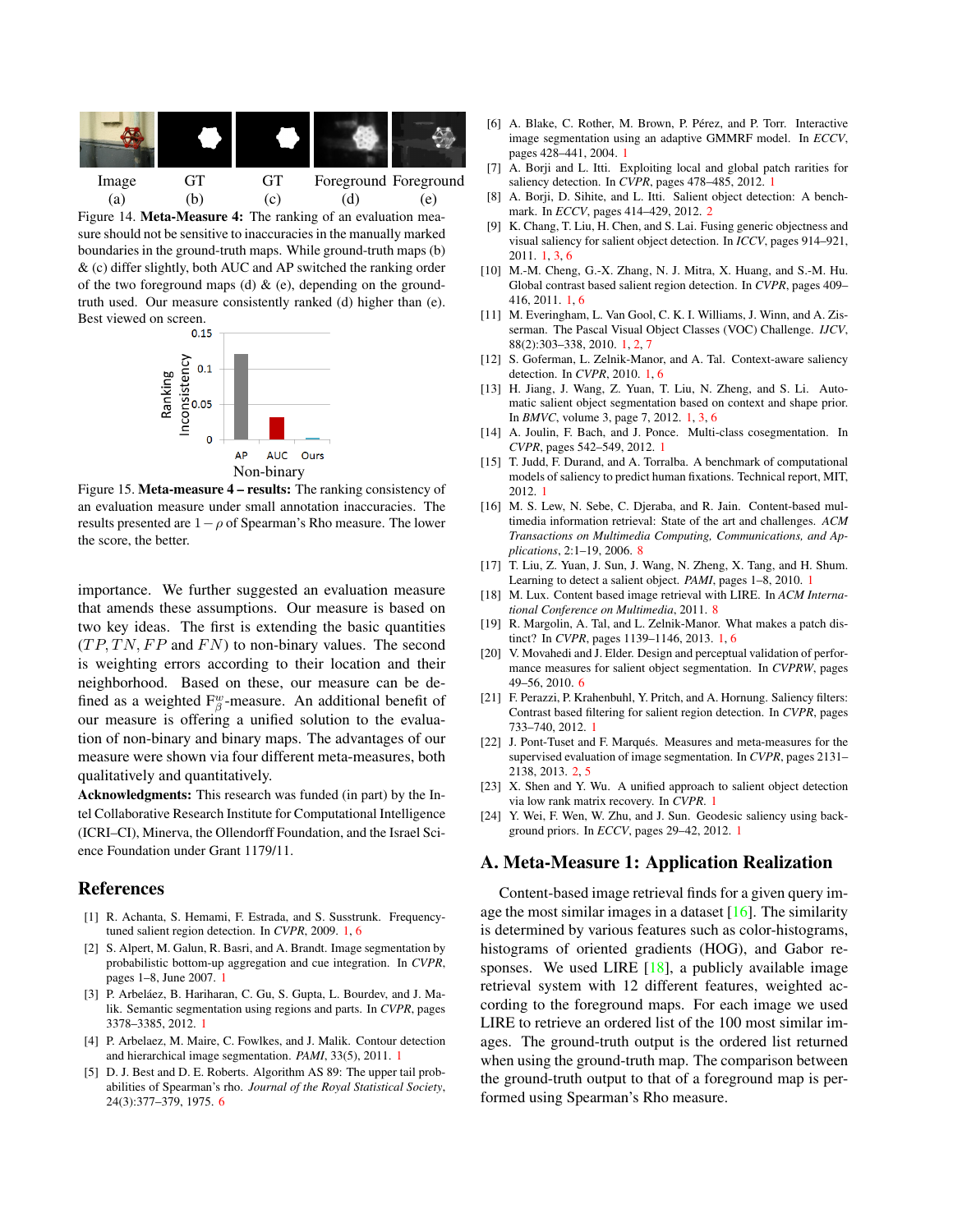Image (a) GT (b) GT (c) Foreground (d) Foreground (e)

Figure 14. **Meta-Measure 4:** The ranking of an evaluation measure should not be sensitive to inaccuracies in the manually marked boundaries in the ground-truth maps. While ground-truth maps (b) & (c) differ slightly, both AUC and AP switched the ranking order of the two foreground maps (d) & (e), depending on the ground-truth used. Our measure consistently ranked (d) higher than (e). Best viewed on screen.

Ranking Inconsistency

0.15

0.1

0.05

0

AP AUC Ours

Non-binary

Figure 15. **Meta-measure 4 – results:** The ranking consistency of an evaluation measure under small annotation inaccuracies. The results presented are $1-\rho$ of Spearman's Rho measure. The lower the score, the better.

importance. We further suggested an evaluation measure that amends these assumptions. Our measure is based on two key ideas. The first is extending the basic quantities ($TP, TN, FP$ and $FN$) to non-binary values. The second is weighting errors according to their location and their neighborhood. Based on these, our measure can be defined as a weighted $F^w_\beta$-measure. An additional benefit of our measure is offering a unified solution to the evaluation of non-binary and binary maps. The advantages of our measure were shown via four different meta-measures, both qualitatively and quantitatively.

**Acknowledgments:** This research was funded (in part) by the Intel Collaborative Research Institute for Computational Intelligence (ICRI–CI), Minerva, the Ollendorff Foundation, and the Israel Science Foundation under Grant 1179/11.

## References

[1] R. Achanta, S. Hemami, F. Estrada, and S. Susstrunk. Frequency-tuned salient region detection. In *CVPR*, 2009. 1, 6

[2] S. Alpert, M. Galun, R. Basri, and A. Brandt. Image segmentation by probabilistic bottom-up aggregation and cue integration. In *CVPR*, pages 1–8, June 2007. 1

[3] P. Arbeláez, B. Hariharan, C. Gu, S. Gupta, L. Bourdev, and J. Malik. Semantic segmentation using regions and parts. In *CVPR*, pages 3378–3385, 2012. 1

[4] P. Arbelaez, M. Maire, C. Fowlkes, and J. Malik. Contour detection and hierarchical image segmentation. *PAMI*, 33(5), 2011. 1

[5] D. J. Best and D. E. Roberts. Algorithm AS 89: The upper tail probabilities of Spearman's rho. *Journal of the Royal Statistical Society*, 24(3):377–379, 1975. 6

[6] A. Blake, C. Rother, M. Brown, P. Pérez, and P. Torr. Interactive image segmentation using an adaptive GMMRF model. In *ECCV*, pages 428–441, 2004. 1

[7] A. Borji and L. Itti. Exploiting local and global patch rarities for saliency detection. In *CVPR*, pages 478–485, 2012. 1

[8] A. Borji, D. Sihite, and L. Itti. Salient object detection: A benchmark. In *ECCV*, pages 414–429, 2012. 2

[9] K. Chang, T. Liu, H. Chen, and S. Lai. Fusing generic objectness and visual saliency for salient object detection. In *ICCV*, pages 914–921, 2011. 1, 3, 6

[10] M.-M. Cheng, G.-X. Zhang, N. J. Mitra, X. Huang, and S.-M. Hu. Global contrast based salient region detection. In *CVPR*, pages 409–416, 2011. 1, 6

[11] M. Everingham, L. Van Gool, C. K. I. Williams, J. Winn, and A. Zisserman. The Pascal Visual Object Classes (VOC) Challenge. *IJCV*, 88(2):303–338, 2010. 1, 2, 7

[12] S. Goferman, L. Zelnik-Manor, and A. Tal. Context-aware saliency detection. In *CVPR*, 2010. 1, 6

[13] H. Jiang, J. Wang, Z. Yuan, T. Liu, N. Zheng, and S. Li. Automatic salient object segmentation based on context and shape prior. In *BMVC*, volume 3, page 7, 2012. 1, 3, 6

[14] A. Joulin, F. Bach, and J. Ponce. Multi-class cosegmentation. In *CVPR*, pages 542–549, 2012. 1

[15] T. Judd, F. Durand, and A. Torralba. A benchmark of computational models of saliency to predict human fixations. Technical report, MIT, 2012. 1

[16] M. S. Lew, N. Sebe, C. Djeraba, and R. Jain. Content-based multimedia information retrieval: State of the art and challenges. *ACM Transactions on Multimedia Computing, Communications, and Applications*, 2:1–19, 2006. 8

[17] T. Liu, Z. Yuan, J. Sun, J. Wang, N. Zheng, X. Tang, and H. Shum. Learning to detect a salient object. *PAMI*, pages 1–8, 2010. 1

[18] M. Lux. Content based image retrieval with LIRE. In *ACM International Conference on Multimedia*, 2011. 8

[19] R. Margolin, A. Tal, and L. Zelnik-Manor. What makes a patch distinct? In *CVPR*, pages 1139–1146, 2013. 1, 6

[20] V. Movahedi and J. Elder. Design and perceptual validation of performance measures for salient object segmentation. In *CVPRW*, pages 49–56, 2010. 6

[21] F. Perazzi, P. Krahenbuhl, Y. Pritch, and A. Hornung. Saliency filters: Contrast based filtering for salient region detection. In *CVPR*, pages 733–740, 2012. 1

[22] J. Pont-Tuset and F. Marqués. Measures and meta-measures for the supervised evaluation of image segmentation. In *CVPR*, pages 2131–2138, 2013. 2, 5

[23] X. Shen and Y. Wu. A unified approach to salient object detection via low rank matrix recovery. In *CVPR*. 1

[24] Y. Wei, F. Wen, W. Zhu, and J. Sun. Geodesic saliency using background priors. In *ECCV*, pages 29–42, 2012. 1

## A. Meta-Measure 1: Application Realization

Content-based image retrieval finds for a given query image the most similar images in a dataset [16]. The similarity is determined by various features such as color-histograms, histograms of oriented gradients (HOG), and Gabor responses. We used LIRE [18], a publicly available image retrieval system with 12 different features, weighted according to the foreground maps. For each image we used LIRE to retrieve an ordered list of the 100 most similar images. The ground-truth output is the ordered list returned when using the ground-truth map. The comparison between the ground-truth output to that of a foreground map is performed using Spearman's Rho measure.